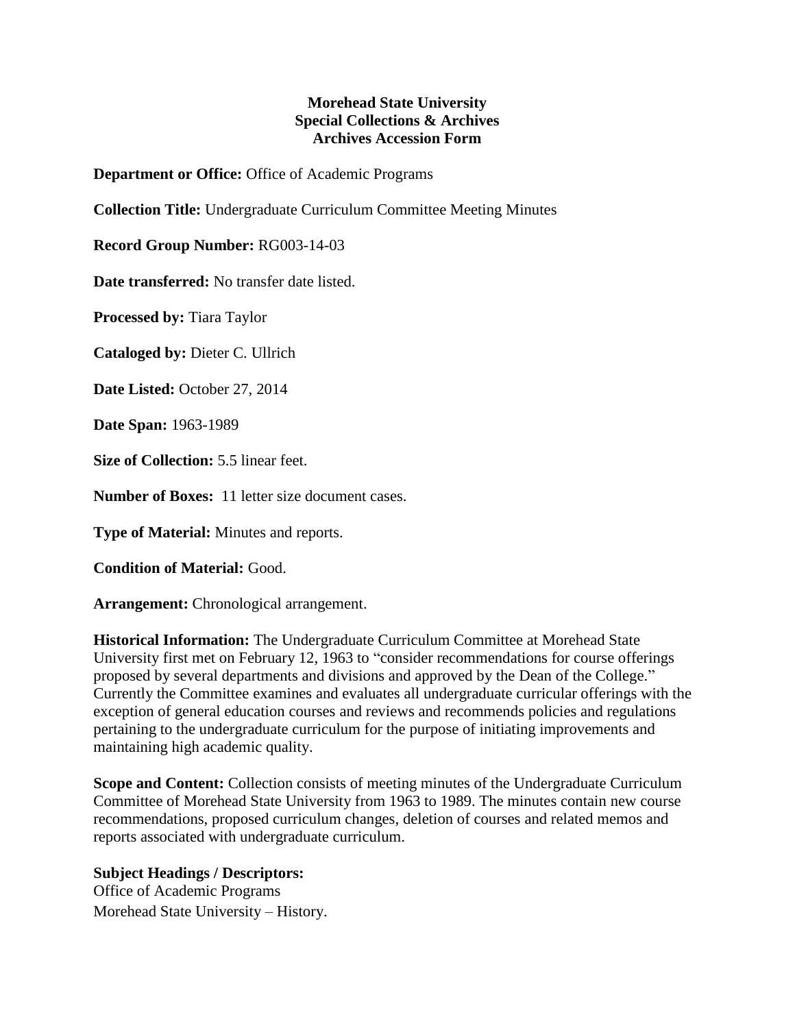**Morehead State University**
**Special Collections & Archives**
**Archives Accession Form**

**Department or Office:** Office of Academic Programs

**Collection Title:** Undergraduate Curriculum Committee Meeting Minutes

**Record Group Number:** RG003-14-03

**Date transferred:** No transfer date listed.

**Processed by:** Tiara Taylor

**Cataloged by:** Dieter C. Ullrich

**Date Listed:** October 27, 2014

**Date Span:** 1963-1989

**Size of Collection:** 5.5 linear feet.

**Number of Boxes:** 11 letter size document cases.

**Type of Material:** Minutes and reports.

**Condition of Material:** Good.

**Arrangement:** Chronological arrangement.

**Historical Information:** The Undergraduate Curriculum Committee at Morehead State University first met on February 12, 1963 to "consider recommendations for course offerings proposed by several departments and divisions and approved by the Dean of the College." Currently the Committee examines and evaluates all undergraduate curricular offerings with the exception of general education courses and reviews and recommends policies and regulations pertaining to the undergraduate curriculum for the purpose of initiating improvements and maintaining high academic quality.

**Scope and Content:** Collection consists of meeting minutes of the Undergraduate Curriculum Committee of Morehead State University from 1963 to 1989. The minutes contain new course recommendations, proposed curriculum changes, deletion of courses and related memos and reports associated with undergraduate curriculum.

**Subject Headings / Descriptors:**
Office of Academic Programs
Morehead State University – History.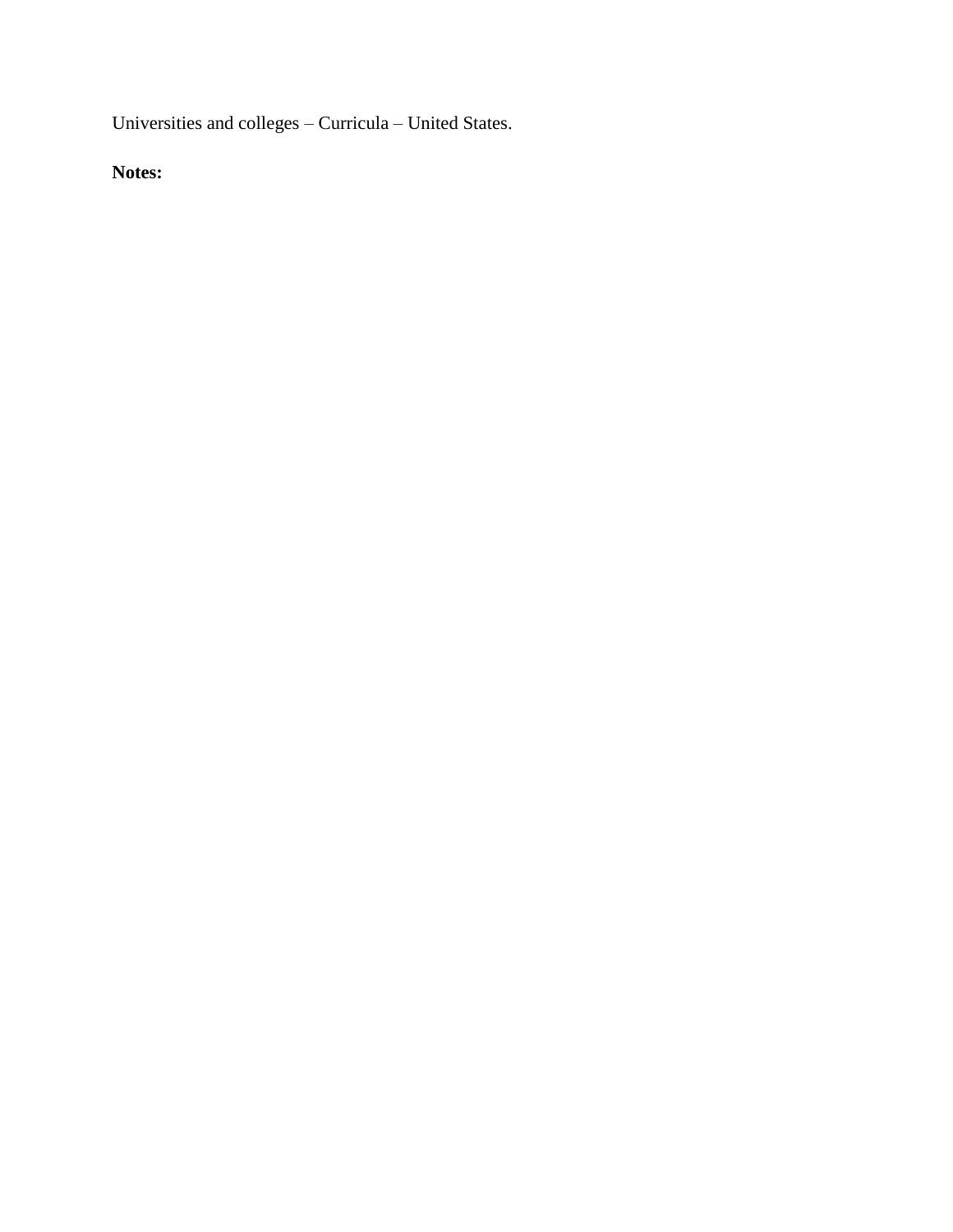Universities and colleges – Curricula – United States.

**Notes:**